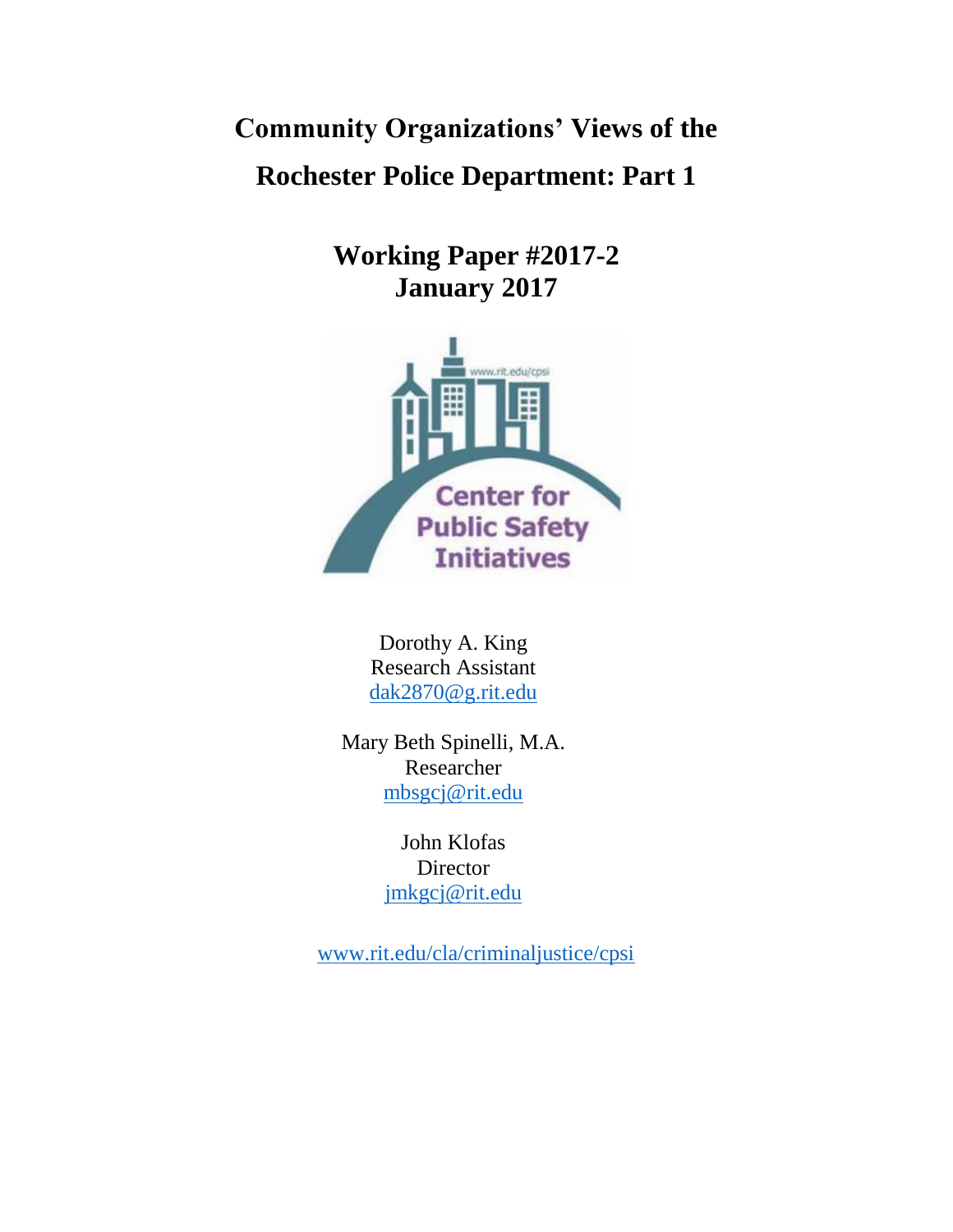# Community Organizations' Views of the Rochester Police Department: Part 1

## Working Paper #2017-2
## January 2017

Center for Public Safety Initiatives

www.rit.edu/cpsi

Dorothy A. King
Research Assistant
dak2870@g.rit.edu

Mary Beth Spinelli, M.A.
Researcher
mbsgcj@rit.edu

John Klofas
Director
jmkgcj@rit.edu

www.rit.edu/cla/criminaljustice/cpsi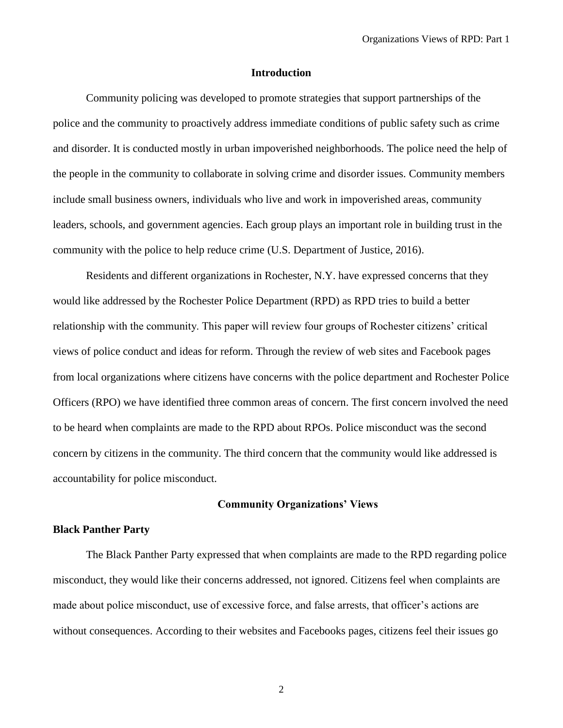## Introduction

Community policing was developed to promote strategies that support partnerships of the police and the community to proactively address immediate conditions of public safety such as crime and disorder. It is conducted mostly in urban impoverished neighborhoods. The police need the help of the people in the community to collaborate in solving crime and disorder issues. Community members include small business owners, individuals who live and work in impoverished areas, community leaders, schools, and government agencies. Each group plays an important role in building trust in the community with the police to help reduce crime (U.S. Department of Justice, 2016).

Residents and different organizations in Rochester, N.Y. have expressed concerns that they would like addressed by the Rochester Police Department (RPD) as RPD tries to build a better relationship with the community. This paper will review four groups of Rochester citizens' critical views of police conduct and ideas for reform. Through the review of web sites and Facebook pages from local organizations where citizens have concerns with the police department and Rochester Police Officers (RPO) we have identified three common areas of concern. The first concern involved the need to be heard when complaints are made to the RPD about RPOs. Police misconduct was the second concern by citizens in the community. The third concern that the community would like addressed is accountability for police misconduct.

## Community Organizations' Views

### Black Panther Party

The Black Panther Party expressed that when complaints are made to the RPD regarding police misconduct, they would like their concerns addressed, not ignored. Citizens feel when complaints are made about police misconduct, use of excessive force, and false arrests, that officer's actions are without consequences. According to their websites and Facebooks pages, citizens feel their issues go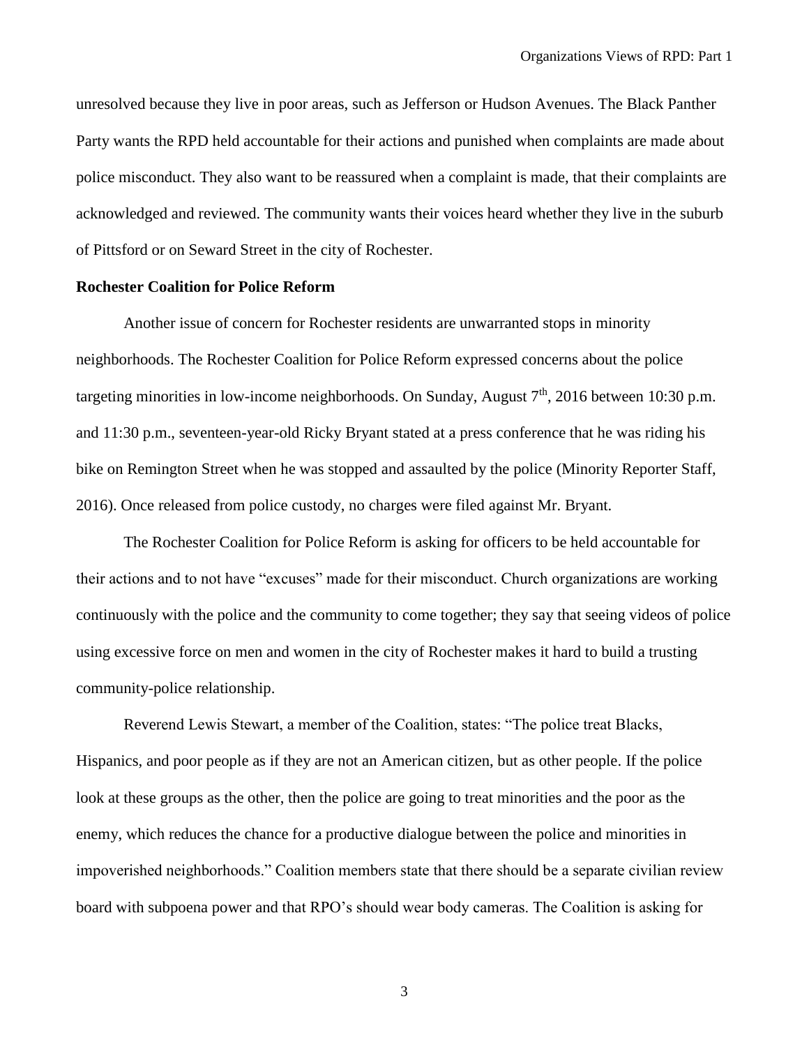unresolved because they live in poor areas, such as Jefferson or Hudson Avenues. The Black Panther Party wants the RPD held accountable for their actions and punished when complaints are made about police misconduct. They also want to be reassured when a complaint is made, that their complaints are acknowledged and reviewed. The community wants their voices heard whether they live in the suburb of Pittsford or on Seward Street in the city of Rochester.

**Rochester Coalition for Police Reform**

Another issue of concern for Rochester residents are unwarranted stops in minority neighborhoods. The Rochester Coalition for Police Reform expressed concerns about the police targeting minorities in low-income neighborhoods. On Sunday, August 7th, 2016 between 10:30 p.m. and 11:30 p.m., seventeen-year-old Ricky Bryant stated at a press conference that he was riding his bike on Remington Street when he was stopped and assaulted by the police (Minority Reporter Staff, 2016). Once released from police custody, no charges were filed against Mr. Bryant.

The Rochester Coalition for Police Reform is asking for officers to be held accountable for their actions and to not have "excuses" made for their misconduct. Church organizations are working continuously with the police and the community to come together; they say that seeing videos of police using excessive force on men and women in the city of Rochester makes it hard to build a trusting community-police relationship.

Reverend Lewis Stewart, a member of the Coalition, states: "The police treat Blacks, Hispanics, and poor people as if they are not an American citizen, but as other people. If the police look at these groups as the other, then the police are going to treat minorities and the poor as the enemy, which reduces the chance for a productive dialogue between the police and minorities in impoverished neighborhoods." Coalition members state that there should be a separate civilian review board with subpoena power and that RPO's should wear body cameras. The Coalition is asking for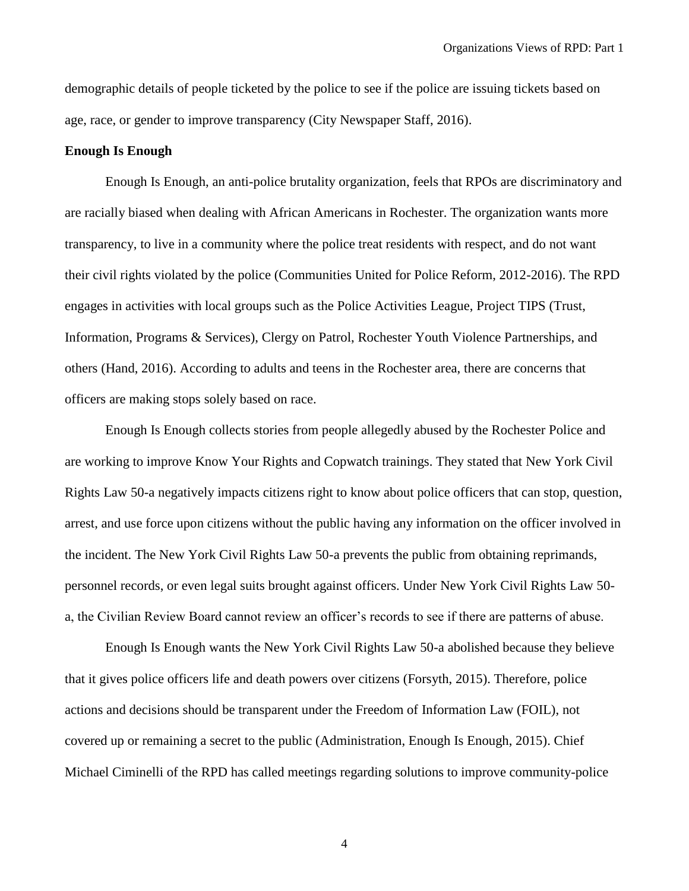demographic details of people ticketed by the police to see if the police are issuing tickets based on age, race, or gender to improve transparency (City Newspaper Staff, 2016).

**Enough Is Enough**

Enough Is Enough, an anti-police brutality organization, feels that RPOs are discriminatory and are racially biased when dealing with African Americans in Rochester. The organization wants more transparency, to live in a community where the police treat residents with respect, and do not want their civil rights violated by the police (Communities United for Police Reform, 2012-2016). The RPD engages in activities with local groups such as the Police Activities League, Project TIPS (Trust, Information, Programs & Services), Clergy on Patrol, Rochester Youth Violence Partnerships, and others (Hand, 2016). According to adults and teens in the Rochester area, there are concerns that officers are making stops solely based on race.

Enough Is Enough collects stories from people allegedly abused by the Rochester Police and are working to improve Know Your Rights and Copwatch trainings. They stated that New York Civil Rights Law 50-a negatively impacts citizens right to know about police officers that can stop, question, arrest, and use force upon citizens without the public having any information on the officer involved in the incident. The New York Civil Rights Law 50-a prevents the public from obtaining reprimands, personnel records, or even legal suits brought against officers. Under New York Civil Rights Law 50-a, the Civilian Review Board cannot review an officer's records to see if there are patterns of abuse.

Enough Is Enough wants the New York Civil Rights Law 50-a abolished because they believe that it gives police officers life and death powers over citizens (Forsyth, 2015). Therefore, police actions and decisions should be transparent under the Freedom of Information Law (FOIL), not covered up or remaining a secret to the public (Administration, Enough Is Enough, 2015). Chief Michael Ciminelli of the RPD has called meetings regarding solutions to improve community-police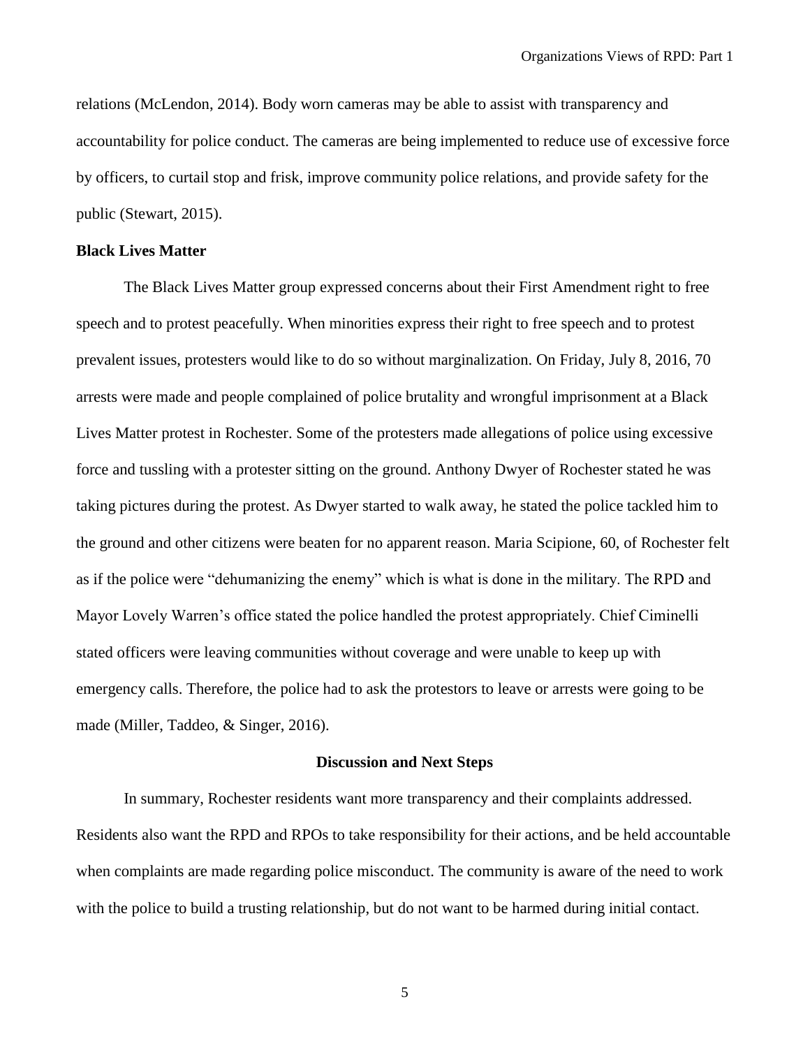relations (McLendon, 2014). Body worn cameras may be able to assist with transparency and accountability for police conduct. The cameras are being implemented to reduce use of excessive force by officers, to curtail stop and frisk, improve community police relations, and provide safety for the public (Stewart, 2015).

**Black Lives Matter**

The Black Lives Matter group expressed concerns about their First Amendment right to free speech and to protest peacefully. When minorities express their right to free speech and to protest prevalent issues, protesters would like to do so without marginalization. On Friday, July 8, 2016, 70 arrests were made and people complained of police brutality and wrongful imprisonment at a Black Lives Matter protest in Rochester. Some of the protesters made allegations of police using excessive force and tussling with a protester sitting on the ground. Anthony Dwyer of Rochester stated he was taking pictures during the protest. As Dwyer started to walk away, he stated the police tackled him to the ground and other citizens were beaten for no apparent reason. Maria Scipione, 60, of Rochester felt as if the police were "dehumanizing the enemy" which is what is done in the military. The RPD and Mayor Lovely Warren's office stated the police handled the protest appropriately. Chief Ciminelli stated officers were leaving communities without coverage and were unable to keep up with emergency calls. Therefore, the police had to ask the protestors to leave or arrests were going to be made (Miller, Taddeo, & Singer, 2016).

## Discussion and Next Steps

In summary, Rochester residents want more transparency and their complaints addressed. Residents also want the RPD and RPOs to take responsibility for their actions, and be held accountable when complaints are made regarding police misconduct. The community is aware of the need to work with the police to build a trusting relationship, but do not want to be harmed during initial contact.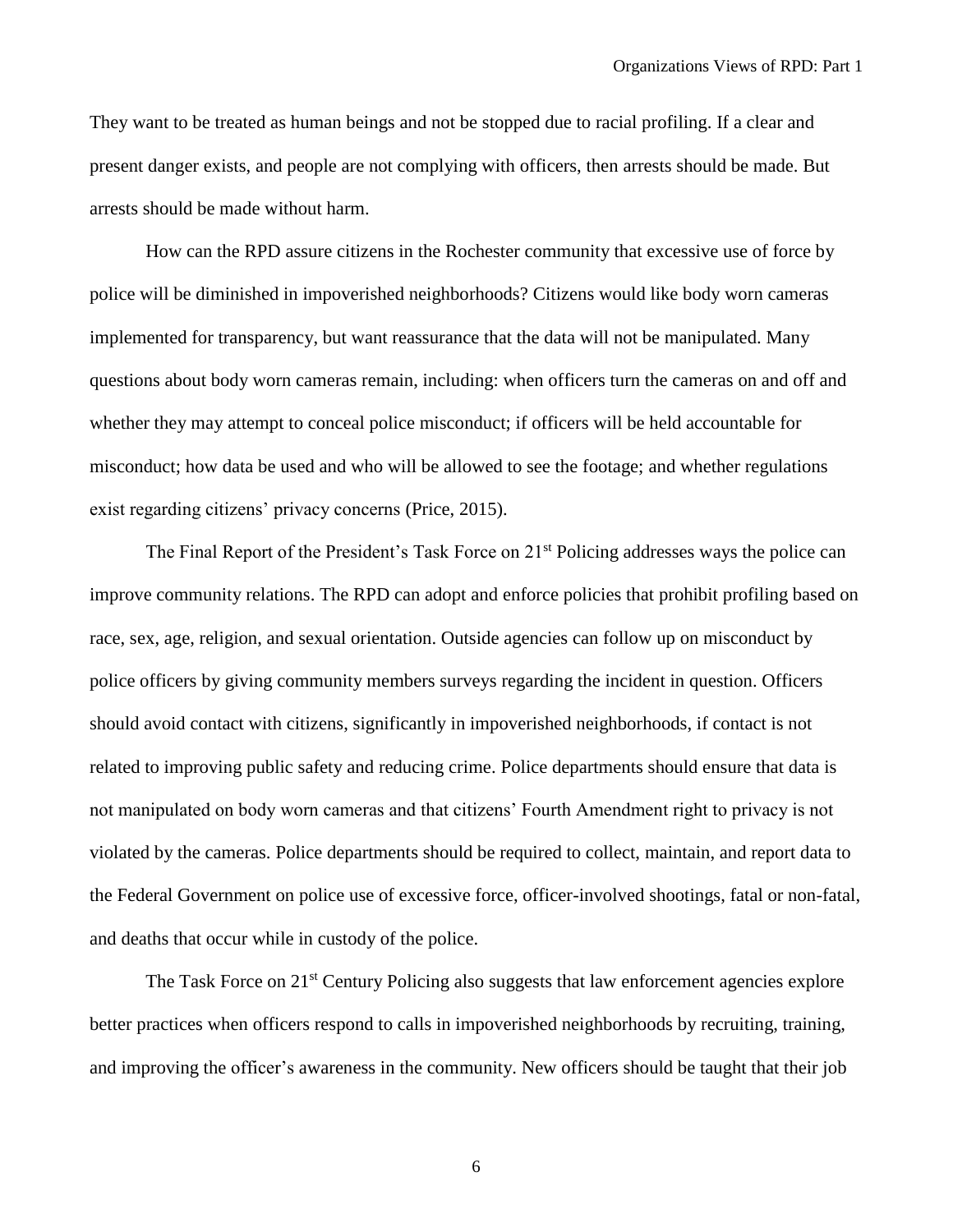They want to be treated as human beings and not be stopped due to racial profiling. If a clear and present danger exists, and people are not complying with officers, then arrests should be made. But arrests should be made without harm.

How can the RPD assure citizens in the Rochester community that excessive use of force by police will be diminished in impoverished neighborhoods? Citizens would like body worn cameras implemented for transparency, but want reassurance that the data will not be manipulated. Many questions about body worn cameras remain, including: when officers turn the cameras on and off and whether they may attempt to conceal police misconduct; if officers will be held accountable for misconduct; how data be used and who will be allowed to see the footage; and whether regulations exist regarding citizens' privacy concerns (Price, 2015).

The Final Report of the President's Task Force on 21st Policing addresses ways the police can improve community relations. The RPD can adopt and enforce policies that prohibit profiling based on race, sex, age, religion, and sexual orientation. Outside agencies can follow up on misconduct by police officers by giving community members surveys regarding the incident in question. Officers should avoid contact with citizens, significantly in impoverished neighborhoods, if contact is not related to improving public safety and reducing crime. Police departments should ensure that data is not manipulated on body worn cameras and that citizens' Fourth Amendment right to privacy is not violated by the cameras. Police departments should be required to collect, maintain, and report data to the Federal Government on police use of excessive force, officer-involved shootings, fatal or non-fatal, and deaths that occur while in custody of the police.

The Task Force on 21st Century Policing also suggests that law enforcement agencies explore better practices when officers respond to calls in impoverished neighborhoods by recruiting, training, and improving the officer's awareness in the community. New officers should be taught that their job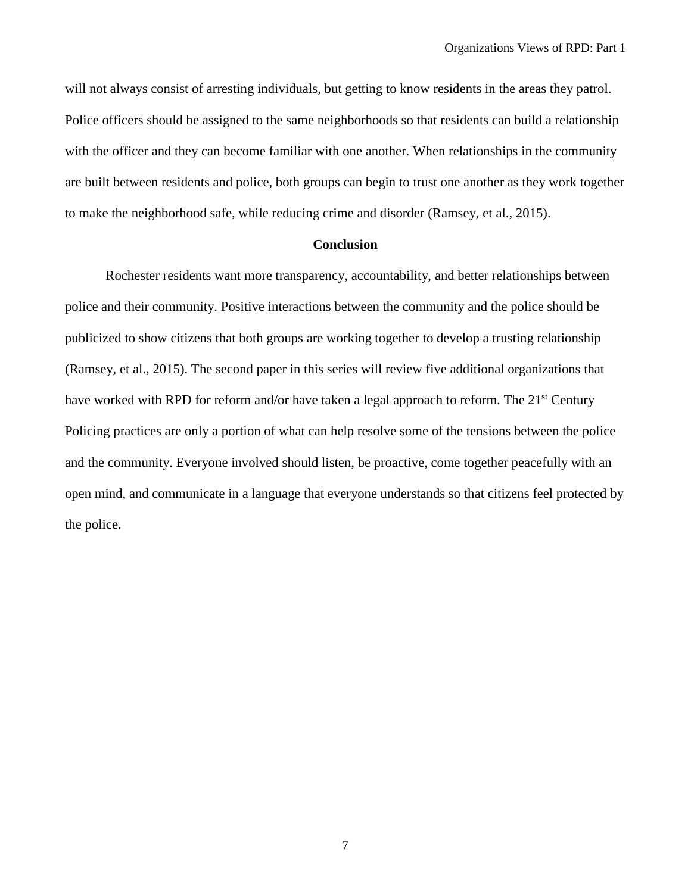will not always consist of arresting individuals, but getting to know residents in the areas they patrol. Police officers should be assigned to the same neighborhoods so that residents can build a relationship with the officer and they can become familiar with one another. When relationships in the community are built between residents and police, both groups can begin to trust one another as they work together to make the neighborhood safe, while reducing crime and disorder (Ramsey, et al., 2015).

## Conclusion

Rochester residents want more transparency, accountability, and better relationships between police and their community. Positive interactions between the community and the police should be publicized to show citizens that both groups are working together to develop a trusting relationship (Ramsey, et al., 2015). The second paper in this series will review five additional organizations that have worked with RPD for reform and/or have taken a legal approach to reform. The 21st Century Policing practices are only a portion of what can help resolve some of the tensions between the police and the community. Everyone involved should listen, be proactive, come together peacefully with an open mind, and communicate in a language that everyone understands so that citizens feel protected by the police.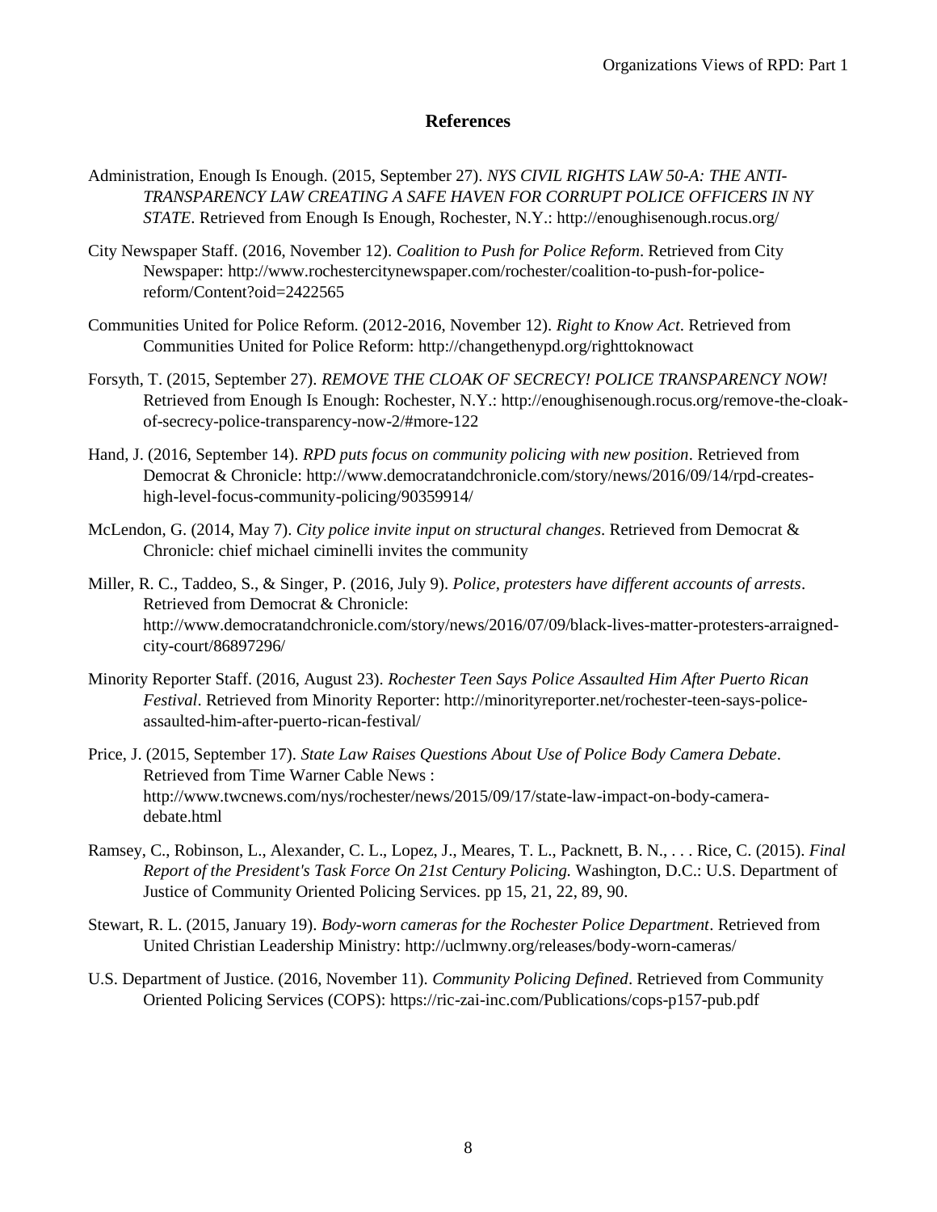## References

Administration, Enough Is Enough. (2015, September 27). *NYS CIVIL RIGHTS LAW 50-A: THE ANTI-TRANSPARENCY LAW CREATING A SAFE HAVEN FOR CORRUPT POLICE OFFICERS IN NY STATE*. Retrieved from Enough Is Enough, Rochester, N.Y.: http://enoughisenough.rocus.org/

City Newspaper Staff. (2016, November 12). *Coalition to Push for Police Reform*. Retrieved from City Newspaper: http://www.rochestercitynewspaper.com/rochester/coalition-to-push-for-police-reform/Content?oid=2422565

Communities United for Police Reform. (2012-2016, November 12). *Right to Know Act*. Retrieved from Communities United for Police Reform: http://changethenypd.org/righttoknowact

Forsyth, T. (2015, September 27). *REMOVE THE CLOAK OF SECRECY! POLICE TRANSPARENCY NOW!* Retrieved from Enough Is Enough: Rochester, N.Y.: http://enoughisenough.rocus.org/remove-the-cloak-of-secrecy-police-transparency-now-2/#more-122

Hand, J. (2016, September 14). *RPD puts focus on community policing with new position*. Retrieved from Democrat & Chronicle: http://www.democratandchronicle.com/story/news/2016/09/14/rpd-creates-high-level-focus-community-policing/90359914/

McLendon, G. (2014, May 7). *City police invite input on structural changes*. Retrieved from Democrat & Chronicle: chief michael ciminelli invites the community

Miller, R. C., Taddeo, S., & Singer, P. (2016, July 9). *Police, protesters have different accounts of arrests*. Retrieved from Democrat & Chronicle: http://www.democratandchronicle.com/story/news/2016/07/09/black-lives-matter-protesters-arraigned-city-court/86897296/

Minority Reporter Staff. (2016, August 23). *Rochester Teen Says Police Assaulted Him After Puerto Rican Festival*. Retrieved from Minority Reporter: http://minorityreporter.net/rochester-teen-says-police-assaulted-him-after-puerto-rican-festival/

Price, J. (2015, September 17). *State Law Raises Questions About Use of Police Body Camera Debate*. Retrieved from Time Warner Cable News : http://www.twcnews.com/nys/rochester/news/2015/09/17/state-law-impact-on-body-camera-debate.html

Ramsey, C., Robinson, L., Alexander, C. L., Lopez, J., Meares, T. L., Packnett, B. N., . . . Rice, C. (2015). *Final Report of the President's Task Force On 21st Century Policing.* Washington, D.C.: U.S. Department of Justice of Community Oriented Policing Services. pp 15, 21, 22, 89, 90.

Stewart, R. L. (2015, January 19). *Body-worn cameras for the Rochester Police Department*. Retrieved from United Christian Leadership Ministry: http://uclmwny.org/releases/body-worn-cameras/

U.S. Department of Justice. (2016, November 11). *Community Policing Defined*. Retrieved from Community Oriented Policing Services (COPS): https://ric-zai-inc.com/Publications/cops-p157-pub.pdf